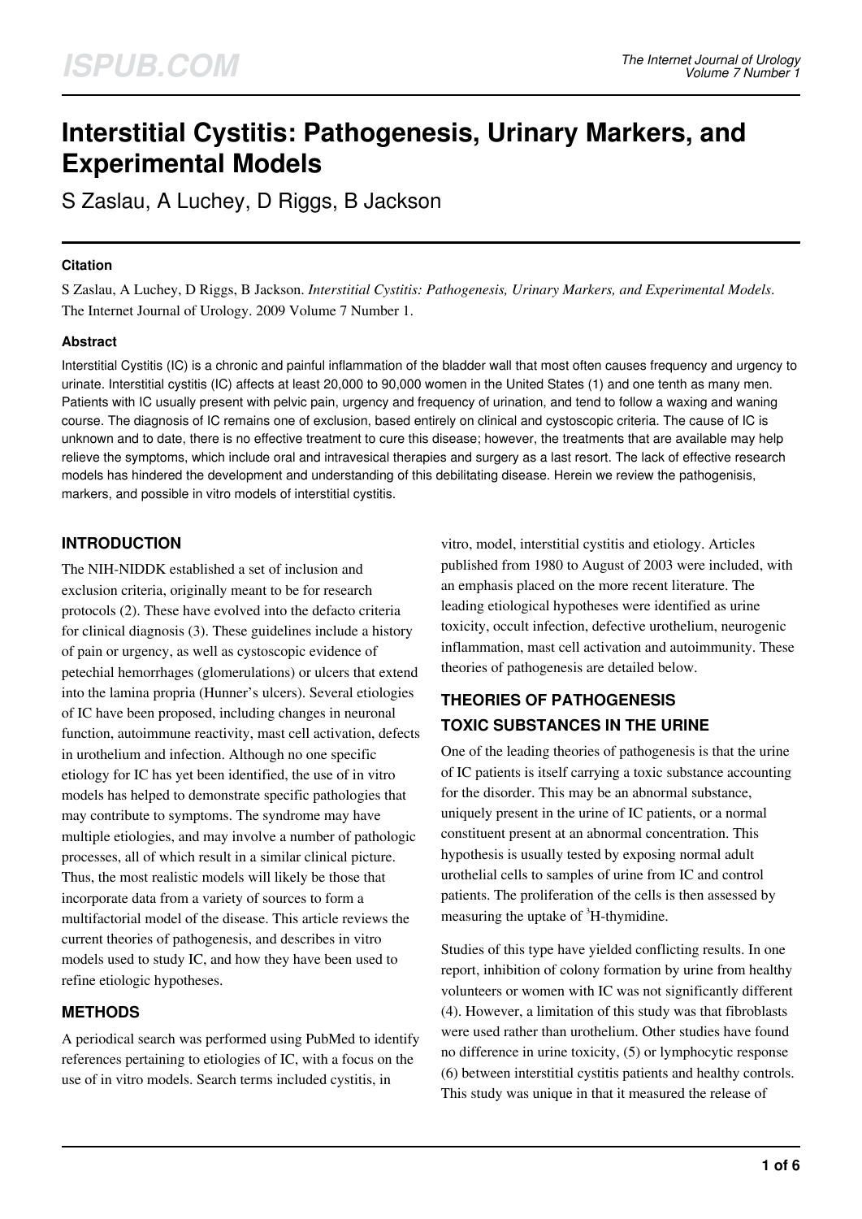# Interstitial Cystitis: Pathogenesis, Urinary Markers, and Experimental Models

S Zaslau, A Luchey, D Riggs, B Jackson

### Citation

S Zaslau, A Luchey, D Riggs, B Jackson. *Interstitial Cystitis: Pathogenesis, Urinary Markers, and Experimental Models*. The Internet Journal of Urology. 2009 Volume 7 Number 1.

### Abstract

Interstitial Cystitis (IC) is a chronic and painful inflammation of the bladder wall that most often causes frequency and urgency to urinate. Interstitial cystitis (IC) affects at least 20,000 to 90,000 women in the United States (1) and one tenth as many men. Patients with IC usually present with pelvic pain, urgency and frequency of urination, and tend to follow a waxing and waning course. The diagnosis of IC remains one of exclusion, based entirely on clinical and cystoscopic criteria. The cause of IC is unknown and to date, there is no effective treatment to cure this disease; however, the treatments that are available may help relieve the symptoms, which include oral and intravesical therapies and surgery as a last resort. The lack of effective research models has hindered the development and understanding of this debilitating disease. Herein we review the pathogenisis, markers, and possible in vitro models of interstitial cystitis.

## INTRODUCTION

The NIH-NIDDK established a set of inclusion and exclusion criteria, originally meant to be for research protocols (2). These have evolved into the defacto criteria for clinical diagnosis (3). These guidelines include a history of pain or urgency, as well as cystoscopic evidence of petechial hemorrhages (glomerulations) or ulcers that extend into the lamina propria (Hunner's ulcers). Several etiologies of IC have been proposed, including changes in neuronal function, autoimmune reactivity, mast cell activation, defects in urothelium and infection. Although no one specific etiology for IC has yet been identified, the use of in vitro models has helped to demonstrate specific pathologies that may contribute to symptoms. The syndrome may have multiple etiologies, and may involve a number of pathologic processes, all of which result in a similar clinical picture. Thus, the most realistic models will likely be those that incorporate data from a variety of sources to form a multifactorial model of the disease. This article reviews the current theories of pathogenesis, and describes in vitro models used to study IC, and how they have been used to refine etiologic hypotheses.

## METHODS

A periodical search was performed using PubMed to identify references pertaining to etiologies of IC, with a focus on the use of in vitro models. Search terms included cystitis, in vitro, model, interstitial cystitis and etiology. Articles published from 1980 to August of 2003 were included, with an emphasis placed on the more recent literature. The leading etiological hypotheses were identified as urine toxicity, occult infection, defective urothelium, neurogenic inflammation, mast cell activation and autoimmunity. These theories of pathogenesis are detailed below.

## THEORIES OF PATHOGENESIS

### TOXIC SUBSTANCES IN THE URINE

One of the leading theories of pathogenesis is that the urine of IC patients is itself carrying a toxic substance accounting for the disorder. This may be an abnormal substance, uniquely present in the urine of IC patients, or a normal constituent present at an abnormal concentration. This hypothesis is usually tested by exposing normal adult urothelial cells to samples of urine from IC and control patients. The proliferation of the cells is then assessed by measuring the uptake of $^{3}$H-thymidine.

Studies of this type have yielded conflicting results. In one report, inhibition of colony formation by urine from healthy volunteers or women with IC was not significantly different (4). However, a limitation of this study was that fibroblasts were used rather than urothelium. Other studies have found no difference in urine toxicity, (5) or lymphocytic response (6) between interstitial cystitis patients and healthy controls. This study was unique in that it measured the release of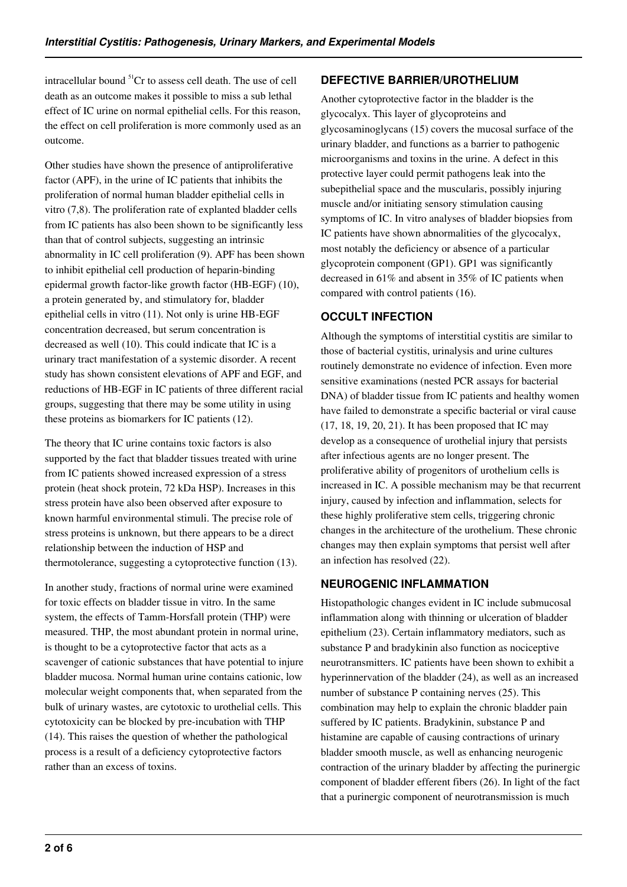intracellular bound $^{51}Cr$ to assess cell death. The use of cell death as an outcome makes it possible to miss a sub lethal effect of IC urine on normal epithelial cells. For this reason, the effect on cell proliferation is more commonly used as an outcome.

Other studies have shown the presence of antiproliferative factor (APF), in the urine of IC patients that inhibits the proliferation of normal human bladder epithelial cells in vitro (7,8). The proliferation rate of explanted bladder cells from IC patients has also been shown to be significantly less than that of control subjects, suggesting an intrinsic abnormality in IC cell proliferation (9). APF has been shown to inhibit epithelial cell production of heparin-binding epidermal growth factor-like growth factor (HB-EGF) (10), a protein generated by, and stimulatory for, bladder epithelial cells in vitro (11). Not only is urine HB-EGF concentration decreased, but serum concentration is decreased as well (10). This could indicate that IC is a urinary tract manifestation of a systemic disorder. A recent study has shown consistent elevations of APF and EGF, and reductions of HB-EGF in IC patients of three different racial groups, suggesting that there may be some utility in using these proteins as biomarkers for IC patients (12).

The theory that IC urine contains toxic factors is also supported by the fact that bladder tissues treated with urine from IC patients showed increased expression of a stress protein (heat shock protein, 72 kDa HSP). Increases in this stress protein have also been observed after exposure to known harmful environmental stimuli. The precise role of stress proteins is unknown, but there appears to be a direct relationship between the induction of HSP and thermotolerance, suggesting a cytoprotective function (13).

In another study, fractions of normal urine were examined for toxic effects on bladder tissue in vitro. In the same system, the effects of Tamm-Horsfall protein (THP) were measured. THP, the most abundant protein in normal urine, is thought to be a cytoprotective factor that acts as a scavenger of cationic substances that have potential to injure bladder mucosa. Normal human urine contains cationic, low molecular weight components that, when separated from the bulk of urinary wastes, are cytotoxic to urothelial cells. This cytotoxicity can be blocked by pre-incubation with THP (14). This raises the question of whether the pathological process is a result of a deficiency cytoprotective factors rather than an excess of toxins.

## DEFECTIVE BARRIER/UROTHELIUM

Another cytoprotective factor in the bladder is the glycocalyx. This layer of glycoproteins and glycosaminoglycans (15) covers the mucosal surface of the urinary bladder, and functions as a barrier to pathogenic microorganisms and toxins in the urine. A defect in this protective layer could permit pathogens leak into the subepithelial space and the muscularis, possibly injuring muscle and/or initiating sensory stimulation causing symptoms of IC. In vitro analyses of bladder biopsies from IC patients have shown abnormalities of the glycocalyx, most notably the deficiency or absence of a particular glycoprotein component (GP1). GP1 was significantly decreased in 61% and absent in 35% of IC patients when compared with control patients (16).

## OCCULT INFECTION

Although the symptoms of interstitial cystitis are similar to those of bacterial cystitis, urinalysis and urine cultures routinely demonstrate no evidence of infection. Even more sensitive examinations (nested PCR assays for bacterial DNA) of bladder tissue from IC patients and healthy women have failed to demonstrate a specific bacterial or viral cause (17, 18, 19, 20, 21). It has been proposed that IC may develop as a consequence of urothelial injury that persists after infectious agents are no longer present. The proliferative ability of progenitors of urothelium cells is increased in IC. A possible mechanism may be that recurrent injury, caused by infection and inflammation, selects for these highly proliferative stem cells, triggering chronic changes in the architecture of the urothelium. These chronic changes may then explain symptoms that persist well after an infection has resolved (22).

## NEUROGENIC INFLAMMATION

Histopathologic changes evident in IC include submucosal inflammation along with thinning or ulceration of bladder epithelium (23). Certain inflammatory mediators, such as substance P and bradykinin also function as nociceptive neurotransmitters. IC patients have been shown to exhibit a hyperinnervation of the bladder (24), as well as an increased number of substance P containing nerves (25). This combination may help to explain the chronic bladder pain suffered by IC patients. Bradykinin, substance P and histamine are capable of causing contractions of urinary bladder smooth muscle, as well as enhancing neurogenic contraction of the urinary bladder by affecting the purinergic component of bladder efferent fibers (26). In light of the fact that a purinergic component of neurotransmission is much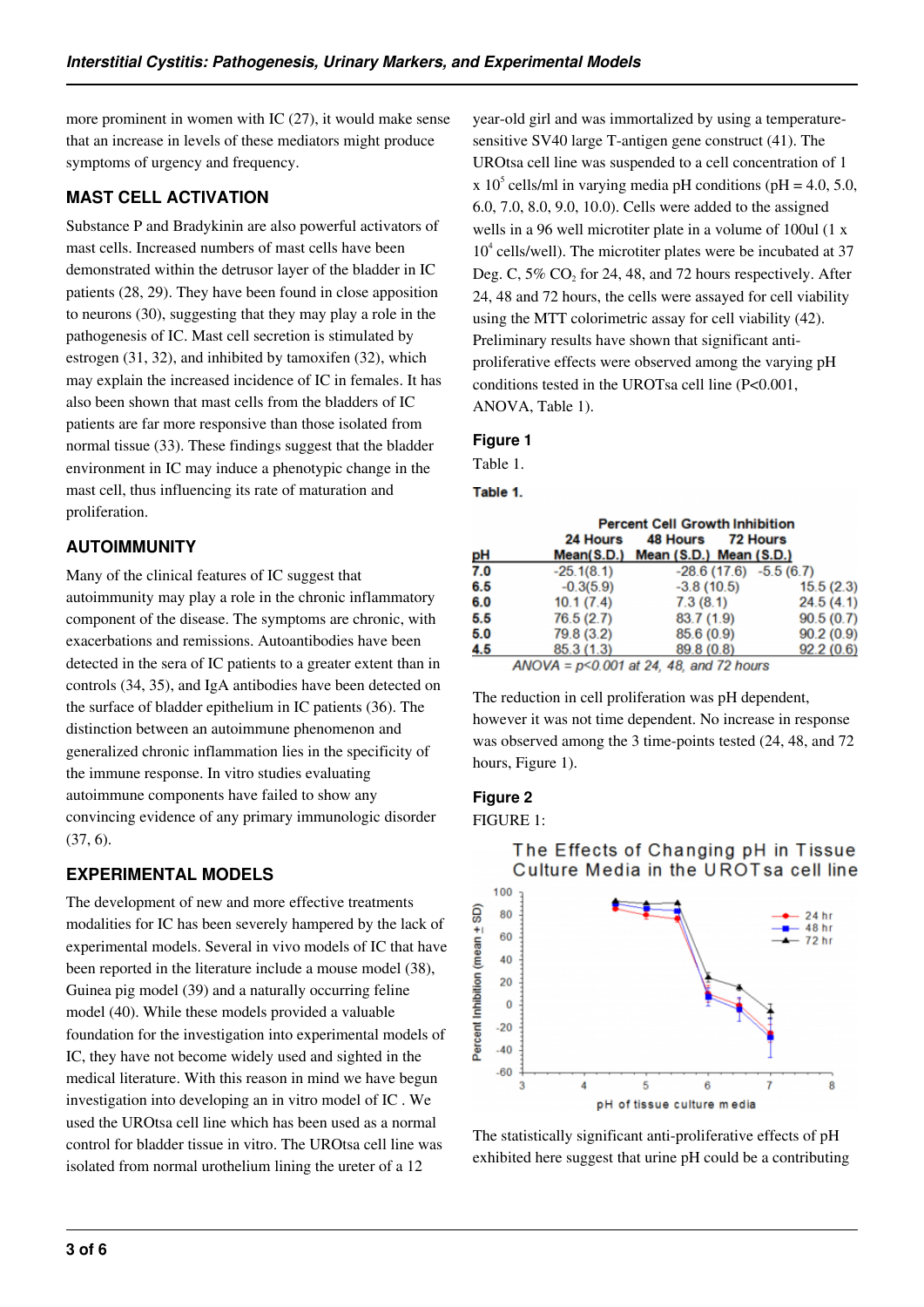more prominent in women with IC (27), it would make sense that an increase in levels of these mediators might produce symptoms of urgency and frequency.

## MAST CELL ACTIVATION

Substance P and Bradykinin are also powerful activators of mast cells. Increased numbers of mast cells have been demonstrated within the detrusor layer of the bladder in IC patients (28, 29). They have been found in close apposition to neurons (30), suggesting that they may play a role in the pathogenesis of IC. Mast cell secretion is stimulated by estrogen (31, 32), and inhibited by tamoxifen (32), which may explain the increased incidence of IC in females. It has also been shown that mast cells from the bladders of IC patients are far more responsive than those isolated from normal tissue (33). These findings suggest that the bladder environment in IC may induce a phenotypic change in the mast cell, thus influencing its rate of maturation and proliferation.

## AUTOIMMUNITY

Many of the clinical features of IC suggest that autoimmunity may play a role in the chronic inflammatory component of the disease. The symptoms are chronic, with exacerbations and remissions. Autoantibodies have been detected in the sera of IC patients to a greater extent than in controls (34, 35), and IgA antibodies have been detected on the surface of bladder epithelium in IC patients (36). The distinction between an autoimmune phenomenon and generalized chronic inflammation lies in the specificity of the immune response. In vitro studies evaluating autoimmune components have failed to show any convincing evidence of any primary immunologic disorder (37, 6).

## EXPERIMENTAL MODELS

The development of new and more effective treatments modalities for IC has been severely hampered by the lack of experimental models. Several in vivo models of IC that have been reported in the literature include a mouse model (38), Guinea pig model (39) and a naturally occurring feline model (40). While these models provided a valuable foundation for the investigation into experimental models of IC, they have not become widely used and sighted in the medical literature. With this reason in mind we have begun investigation into developing an in vitro model of IC . We used the UROtsa cell line which has been used as a normal control for bladder tissue in vitro. The UROtsa cell line was isolated from normal urothelium lining the ureter of a 12 year-old girl and was immortalized by using a temperature-sensitive SV40 large T-antigen gene construct (41). The UROtsa cell line was suspended to a cell concentration of 1 x $10^5$ cells/ml in varying media pH conditions (pH = 4.0, 5.0, 6.0, 7.0, 8.0, 9.0, 10.0). Cells were added to the assigned wells in a 96 well microtiter plate in a volume of 100ul (1 x $10^4$ cells/well). The microtiter plates were be incubated at 37 Deg. C, 5% $CO_2$ for 24, 48, and 72 hours respectively. After 24, 48 and 72 hours, the cells were assayed for cell viability using the MTT colorimetric assay for cell viability (42). Preliminary results have shown that significant anti-proliferative effects were observed among the varying pH conditions tested in the UROtsa cell line (P<0.001, ANOVA, Table 1).

### Figure 1

Table 1.

**Table 1.**

| | Percent Cell Growth Inhibition | | |
|---|---|---|---|
| | 24 Hours | 48 Hours | 72 Hours |
| **pH** | **Mean(S.D.)** | **Mean (S.D.)** | **Mean (S.D.)** |
| **7.0** | -25.1(8.1) | -28.6 (17.6) | -5.5 (6.7) |
| **6.5** | -0.3(5.9) | -3.8 (10.5) | 15.5 (2.3) |
| **6.0** | 10.1 (7.4) | 7.3 (8.1) | 24.5 (4.1) |
| **5.5** | 76.5 (2.7) | 83.7 (1.9) | 90.5 (0.7) |
| **5.0** | 79.8 (3.2) | 85.6 (0.9) | 90.2 (0.9) |
| **4.5** | 85.3 (1.3) | 89.8 (0.8) | 92.2 (0.6) |

*ANOVA = p<0.001 at 24, 48, and 72 hours*

The reduction in cell proliferation was pH dependent, however it was not time dependent. No increase in response was observed among the 3 time-points tested (24, 48, and 72 hours, Figure 1).

### Figure 2

FIGURE 1:

The Effects of Changing pH in Tissue Culture Media in the UROTsa cell line

The statistically significant anti-proliferative effects of pH exhibited here suggest that urine pH could be a contributing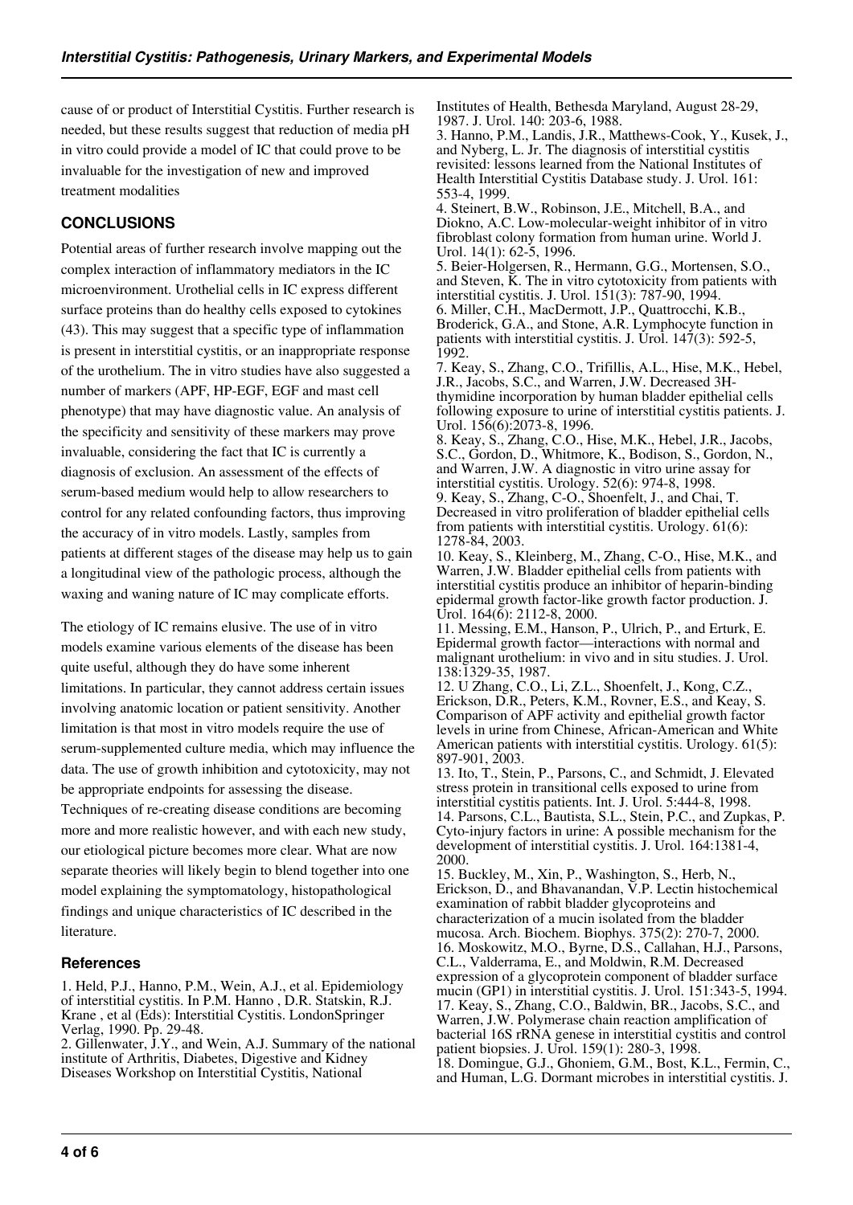cause of or product of Interstitial Cystitis. Further research is needed, but these results suggest that reduction of media pH in vitro could provide a model of IC that could prove to be invaluable for the investigation of new and improved treatment modalities

## CONCLUSIONS

Potential areas of further research involve mapping out the complex interaction of inflammatory mediators in the IC microenvironment. Urothelial cells in IC express different surface proteins than do healthy cells exposed to cytokines (43). This may suggest that a specific type of inflammation is present in interstitial cystitis, or an inappropriate response of the urothelium. The in vitro studies have also suggested a number of markers (APF, HP-EGF, EGF and mast cell phenotype) that may have diagnostic value. An analysis of the specificity and sensitivity of these markers may prove invaluable, considering the fact that IC is currently a diagnosis of exclusion. An assessment of the effects of serum-based medium would help to allow researchers to control for any related confounding factors, thus improving the accuracy of in vitro models. Lastly, samples from patients at different stages of the disease may help us to gain a longitudinal view of the pathologic process, although the waxing and waning nature of IC may complicate efforts.

The etiology of IC remains elusive. The use of in vitro models examine various elements of the disease has been quite useful, although they do have some inherent limitations. In particular, they cannot address certain issues involving anatomic location or patient sensitivity. Another limitation is that most in vitro models require the use of serum-supplemented culture media, which may influence the data. The use of growth inhibition and cytotoxicity, may not be appropriate endpoints for assessing the disease. Techniques of re-creating disease conditions are becoming more and more realistic however, and with each new study, our etiological picture becomes more clear. What are now separate theories will likely begin to blend together into one model explaining the symptomatology, histopathological findings and unique characteristics of IC described in the literature.

### References

1. Held, P.J., Hanno, P.M., Wein, A.J., et al. Epidemiology of interstitial cystitis. In P.M. Hanno , D.R. Statskin, R.J. Krane , et al (Eds): Interstitial Cystitis. LondonSpringer Verlag, 1990. Pp. 29-48.
2. Gillenwater, J.Y., and Wein, A.J. Summary of the national institute of Arthritis, Diabetes, Digestive and Kidney Diseases Workshop on Interstitial Cystitis, National Institutes of Health, Bethesda Maryland, August 28-29, 1987. J. Urol. 140: 203-6, 1988.
3. Hanno, P.M., Landis, J.R., Matthews-Cook, Y., Kusek, J., and Nyberg, L. Jr. The diagnosis of interstitial cystitis revisited: lessons learned from the National Institutes of Health Interstitial Cystitis Database study. J. Urol. 161: 553-4, 1999.
4. Steinert, B.W., Robinson, J.E., Mitchell, B.A., and Diokno, A.C. Low-molecular-weight inhibitor of in vitro fibroblast colony formation from human urine. World J. Urol. 14(1): 62-5, 1996.
5. Beier-Holgersen, R., Hermann, G.G., Mortensen, S.O., and Steven, K. The in vitro cytotoxicity from patients with interstitial cystitis. J. Urol. 151(3): 787-90, 1994.
6. Miller, C.H., MacDermott, J.P., Quattrocchi, K.B., Broderick, G.A., and Stone, A.R. Lymphocyte function in patients with interstitial cystitis. J. Urol. 147(3): 592-5, 1992.
7. Keay, S., Zhang, C.O., Trifillis, A.L., Hise, M.K., Hebel, J.R., Jacobs, S.C., and Warren, J.W. Decreased 3H-thymidine incorporation by human bladder epithelial cells following exposure to urine of interstitial cystitis patients. J. Urol. 156(6):2073-8, 1996.
8. Keay, S., Zhang, C.O., Hise, M.K., Hebel, J.R., Jacobs, S.C., Gordon, D., Whitmore, K., Bodison, S., Gordon, N., and Warren, J.W. A diagnostic in vitro urine assay for interstitial cystitis. Urology. 52(6): 974-8, 1998.
9. Keay, S., Zhang, C-O., Shoenfelt, J., and Chai, T. Decreased in vitro proliferation of bladder epithelial cells from patients with interstitial cystitis. Urology. 61(6): 1278-84, 2003.
10. Keay, S., Kleinberg, M., Zhang, C-O., Hise, M.K., and Warren, J.W. Bladder epithelial cells from patients with interstitial cystitis produce an inhibitor of heparin-binding epidermal growth factor-like growth factor production. J. Urol. 164(6): 2112-8, 2000.
11. Messing, E.M., Hanson, P., Ulrich, P., and Erturk, E. Epidermal growth factor—interactions with normal and malignant urothelium: in vivo and in situ studies. J. Urol. 138:1329-35, 1987.
12. U Zhang, C.O., Li, Z.L., Shoenfelt, J., Kong, C.Z., Erickson, D.R., Peters, K.M., Rovner, E.S., and Keay, S. Comparison of APF activity and epithelial growth factor levels in urine from Chinese, African-American and White American patients with interstitial cystitis. Urology. 61(5): 897-901, 2003.
13. Ito, T., Stein, P., Parsons, C., and Schmidt, J. Elevated stress protein in transitional cells exposed to urine from interstitial cystitis patients. Int. J. Urol. 5:444-8, 1998.
14. Parsons, C.L., Bautista, S.L., Stein, P.C., and Zupkas, P. Cyto-injury factors in urine: A possible mechanism for the development of interstitial cystitis. J. Urol. 164:1381-4, 2000.
15. Buckley, M., Xin, P., Washington, S., Herb, N., Erickson, D., and Bhavanandan, V.P. Lectin histochemical examination of rabbit bladder glycoproteins and characterization of a mucin isolated from the bladder mucosa. Arch. Biochem. Biophys. 375(2): 270-7, 2000.
16. Moskowitz, M.O., Byrne, D.S., Callahan, H.J., Parsons, C.L., Valderrama, E., and Moldwin, R.M. Decreased expression of a glycoprotein component of bladder surface mucin (GP1) in interstitial cystitis. J. Urol. 151:343-5, 1994.
17. Keay, S., Zhang, C.O., Baldwin, BR., Jacobs, S.C., and Warren, J.W. Polymerase chain reaction amplification of bacterial 16S rRNA genese in interstitial cystitis and control patient biopsies. J. Urol. 159(1): 280-3, 1998.
18. Domingue, G.J., Ghoniem, G.M., Bost, K.L., Fermin, C., and Human, L.G. Dormant microbes in interstitial cystitis. J.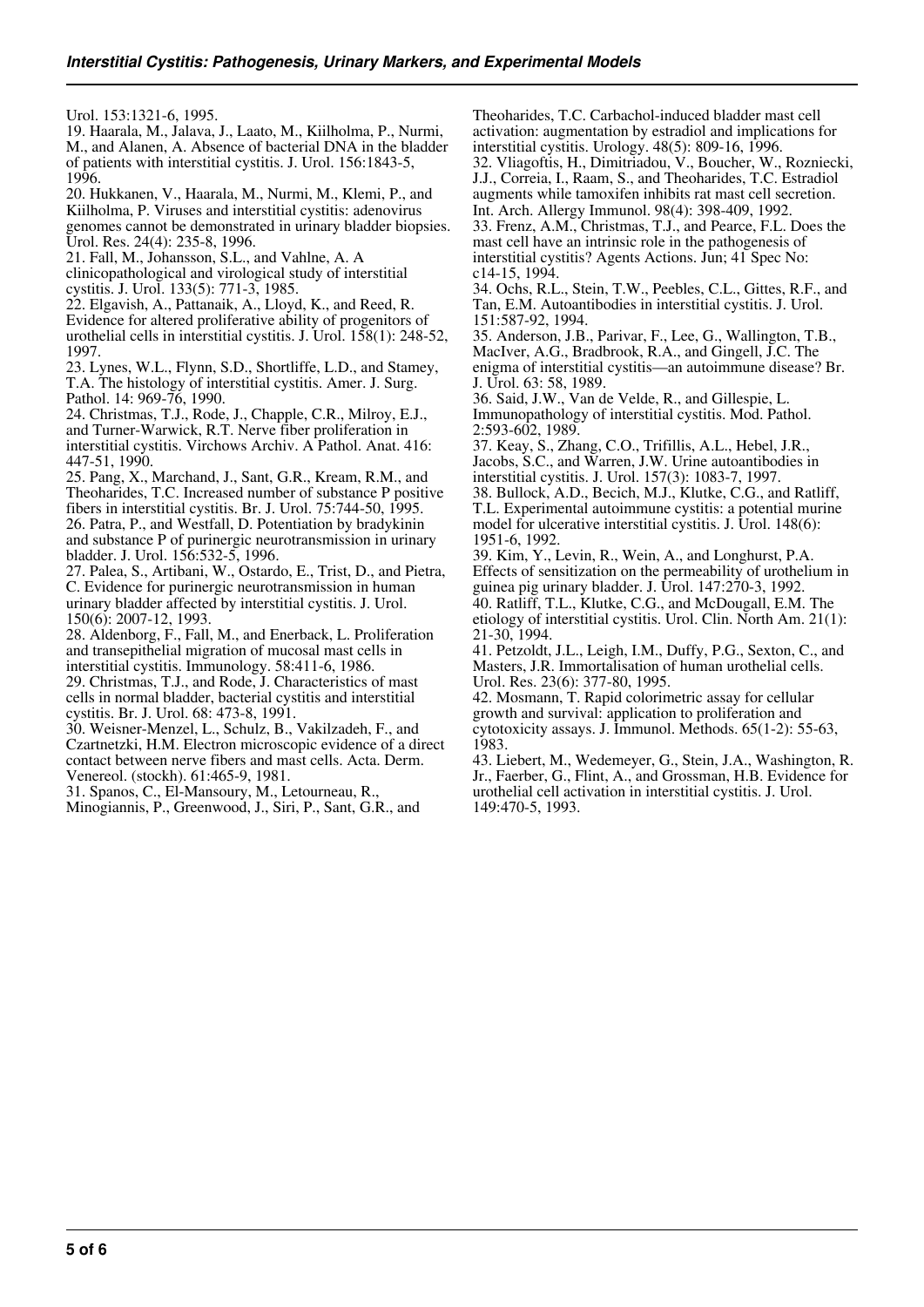Urol. 153:1321-6, 1995.

19. Haarala, M., Jalava, J., Laato, M., Kiilholma, P., Nurmi, M., and Alanen, A. Absence of bacterial DNA in the bladder of patients with interstitial cystitis. J. Urol. 156:1843-5, 1996.

20. Hukkanen, V., Haarala, M., Nurmi, M., Klemi, P., and Kiilholma, P. Viruses and interstitial cystitis: adenovirus genomes cannot be demonstrated in urinary bladder biopsies. Urol. Res. 24(4): 235-8, 1996.

21. Fall, M., Johansson, S.L., and Vahlne, A. A clinicopathological and virological study of interstitial cystitis. J. Urol. 133(5): 771-3, 1985.

22. Elgavish, A., Pattanaik, A., Lloyd, K., and Reed, R. Evidence for altered proliferative ability of progenitors of urothelial cells in interstitial cystitis. J. Urol. 158(1): 248-52, 1997.

23. Lynes, W.L., Flynn, S.D., Shortliffe, L.D., and Stamey, T.A. The histology of interstitial cystitis. Amer. J. Surg. Pathol. 14: 969-76, 1990.

24. Christmas, T.J., Rode, J., Chapple, C.R., Milroy, E.J., and Turner-Warwick, R.T. Nerve fiber proliferation in interstitial cystitis. Virchows Archiv. A Pathol. Anat. 416: 447-51, 1990.

25. Pang, X., Marchand, J., Sant, G.R., Kream, R.M., and Theoharides, T.C. Increased number of substance P positive fibers in interstitial cystitis. Br. J. Urol. 75:744-50, 1995.

26. Patra, P., and Westfall, D. Potentiation by bradykinin and substance P of purinergic neurotransmission in urinary bladder. J. Urol. 156:532-5, 1996.

27. Palea, S., Artibani, W., Ostardo, E., Trist, D., and Pietra, C. Evidence for purinergic neurotransmission in human urinary bladder affected by interstitial cystitis. J. Urol. 150(6): 2007-12, 1993.

28. Aldenborg, F., Fall, M., and Enerback, L. Proliferation and transepithelial migration of mucosal mast cells in interstitial cystitis. Immunology. 58:411-6, 1986.

29. Christmas, T.J., and Rode, J. Characteristics of mast cells in normal bladder, bacterial cystitis and interstitial cystitis. Br. J. Urol. 68: 473-8, 1991.

30. Weisner-Menzel, L., Schulz, B., Vakilzadeh, F., and Czartnetzki, H.M. Electron microscopic evidence of a direct contact between nerve fibers and mast cells. Acta. Derm. Venereol. (stockh). 61:465-9, 1981.

31. Spanos, C., El-Mansoury, M., Letourneau, R., Minogiannis, P., Greenwood, J., Siri, P., Sant, G.R., and Theoharides, T.C. Carbachol-induced bladder mast cell activation: augmentation by estradiol and implications for interstitial cystitis. Urology. 48(5): 809-16, 1996.

32. Vliagoftis, H., Dimitriadou, V., Boucher, W., Rozniecki, J.J., Correia, I., Raam, S., and Theoharides, T.C. Estradiol augments while tamoxifen inhibits rat mast cell secretion. Int. Arch. Allergy Immunol. 98(4): 398-409, 1992.

33. Frenz, A.M., Christmas, T.J., and Pearce, F.L. Does the mast cell have an intrinsic role in the pathogenesis of interstitial cystitis? Agents Actions. Jun; 41 Spec No: c14-15, 1994.

34. Ochs, R.L., Stein, T.W., Peebles, C.L., Gittes, R.F., and Tan, E.M. Autoantibodies in interstitial cystitis. J. Urol. 151:587-92, 1994.

35. Anderson, J.B., Parivar, F., Lee, G., Wallington, T.B., MacIver, A.G., Bradbrook, R.A., and Gingell, J.C. The enigma of interstitial cystitis—an autoimmune disease? Br. J. Urol. 63: 58, 1989.

36. Said, J.W., Van de Velde, R., and Gillespie, L. Immunopathology of interstitial cystitis. Mod. Pathol. 2:593-602, 1989.

37. Keay, S., Zhang, C.O., Trifillis, A.L., Hebel, J.R., Jacobs, S.C., and Warren, J.W. Urine autoantibodies in interstitial cystitis. J. Urol. 157(3): 1083-7, 1997.

38. Bullock, A.D., Becich, M.J., Klutke, C.G., and Ratliff, T.L. Experimental autoimmune cystitis: a potential murine model for ulcerative interstitial cystitis. J. Urol. 148(6): 1951-6, 1992.

39. Kim, Y., Levin, R., Wein, A., and Longhurst, P.A. Effects of sensitization on the permeability of urothelium in guinea pig urinary bladder. J. Urol. 147:270-3, 1992.

40. Ratliff, T.L., Klutke, C.G., and McDougall, E.M. The etiology of interstitial cystitis. Urol. Clin. North Am. 21(1): 21-30, 1994.

41. Petzoldt, J.L., Leigh, I.M., Duffy, P.G., Sexton, C., and Masters, J.R. Immortalisation of human urothelial cells. Urol. Res. 23(6): 377-80, 1995.

42. Mosmann, T. Rapid colorimetric assay for cellular growth and survival: application to proliferation and cytotoxicity assays. J. Immunol. Methods. 65(1-2): 55-63, 1983.

43. Liebert, M., Wedemeyer, G., Stein, J.A., Washington, R. Jr., Faerber, G., Flint, A., and Grossman, H.B. Evidence for urothelial cell activation in interstitial cystitis. J. Urol. 149:470-5, 1993.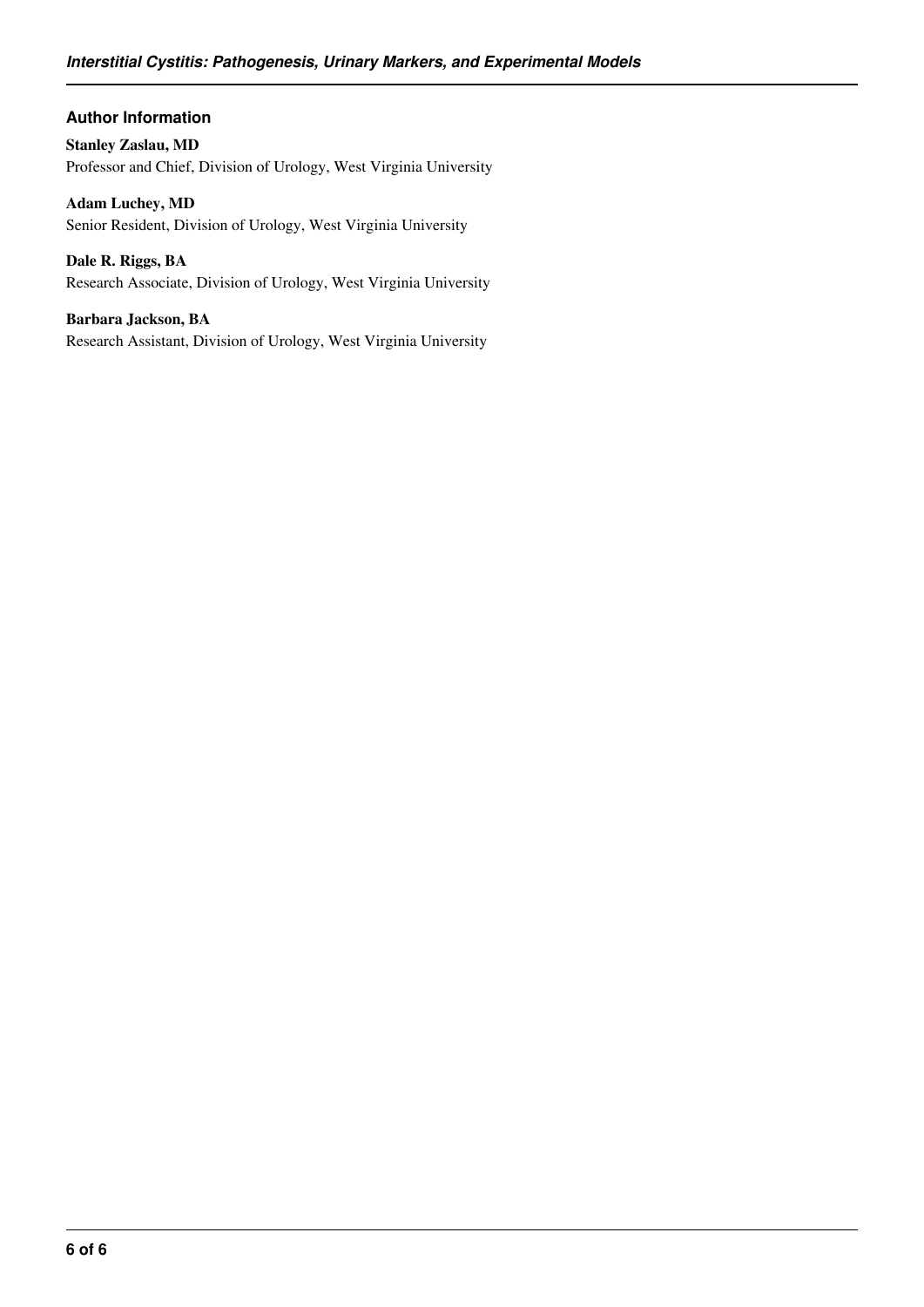### Author Information

**Stanley Zaslau, MD**
Professor and Chief, Division of Urology, West Virginia University

**Adam Luchey, MD**
Senior Resident, Division of Urology, West Virginia University

**Dale R. Riggs, BA**
Research Associate, Division of Urology, West Virginia University

**Barbara Jackson, BA**
Research Assistant, Division of Urology, West Virginia University